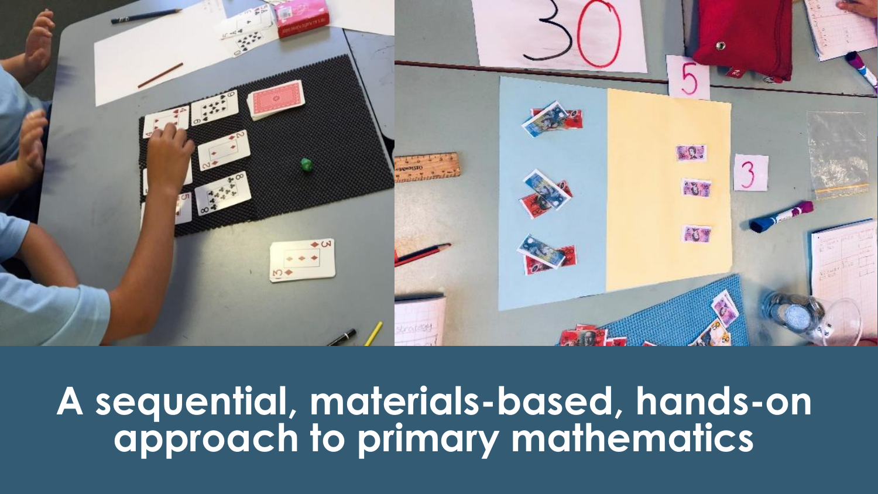# A sequential, materials-based, hands-on approach to primary mathematics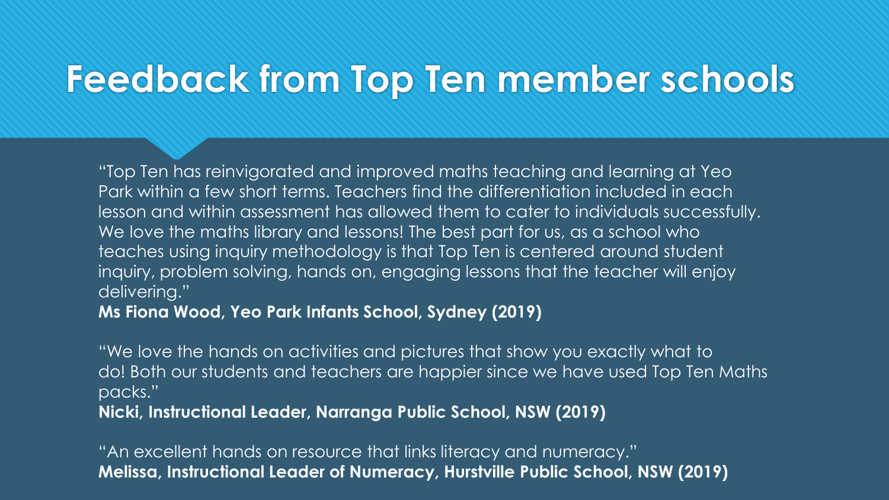# Feedback from Top Ten member schools

"Top Ten has reinvigorated and improved maths teaching and learning at Yeo Park within a few short terms. Teachers find the differentiation included in each lesson and within assessment has allowed them to cater to individuals successfully. We love the maths library and lessons! The best part for us, as a school who teaches using inquiry methodology is that Top Ten is centered around student inquiry, problem solving, hands on, engaging lessons that the teacher will enjoy delivering."
**Ms Fiona Wood, Yeo Park Infants School, Sydney (2019)**

"We love the hands on activities and pictures that show you exactly what to do! Both our students and teachers are happier since we have used Top Ten Maths packs."
**Nicki, Instructional Leader, Narranga Public School, NSW (2019)**

"An excellent hands on resource that links literacy and numeracy."
**Melissa, Instructional Leader of Numeracy, Hurstville Public School, NSW (2019)**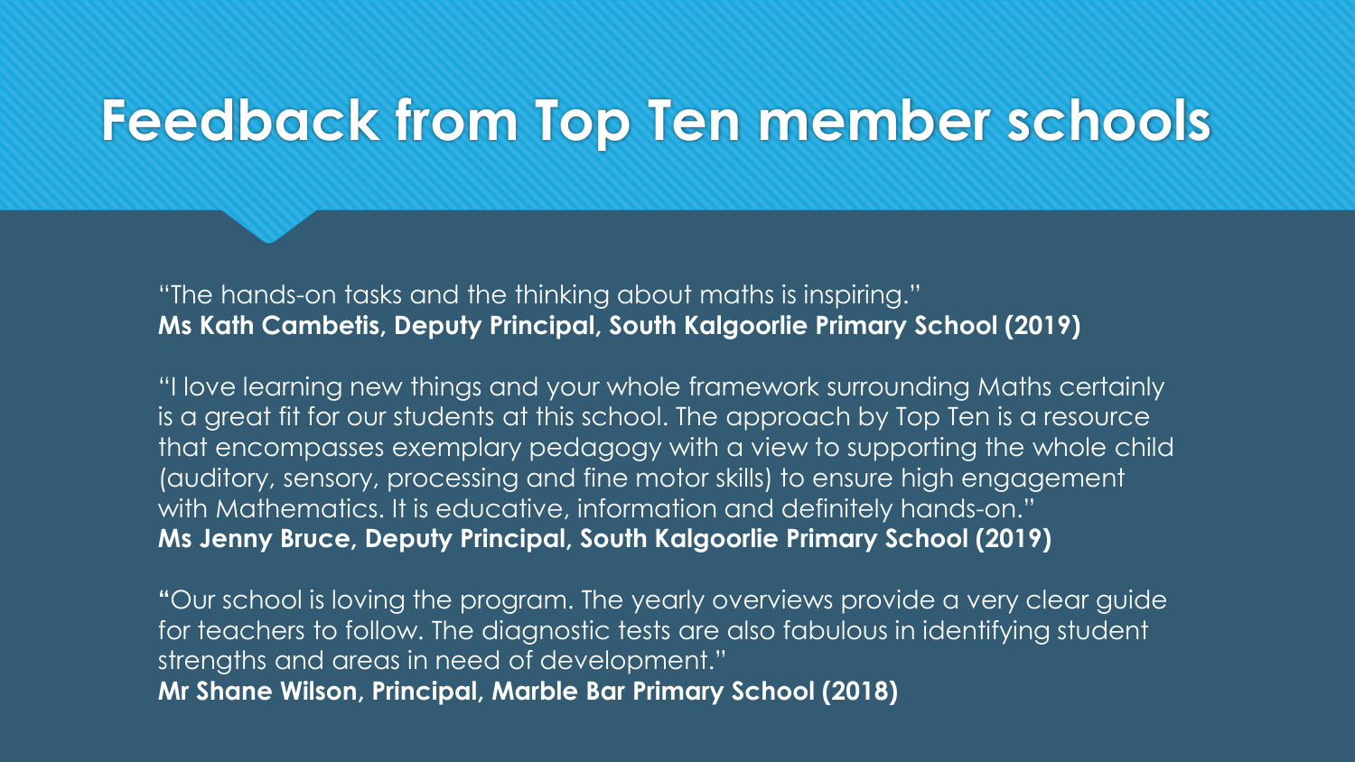# Feedback from Top Ten member schools

"The hands-on tasks and the thinking about maths is inspiring."
**Ms Kath Cambetis, Deputy Principal, South Kalgoorlie Primary School (2019)**

"I love learning new things and your whole framework surrounding Maths certainly is a great fit for our students at this school. The approach by Top Ten is a resource that encompasses exemplary pedagogy with a view to supporting the whole child (auditory, sensory, processing and fine motor skills) to ensure high engagement with Mathematics. It is educative, information and definitely hands-on."
**Ms Jenny Bruce, Deputy Principal, South Kalgoorlie Primary School (2019)**

"Our school is loving the program. The yearly overviews provide a very clear guide for teachers to follow. The diagnostic tests are also fabulous in identifying student strengths and areas in need of development."
**Mr Shane Wilson, Principal, Marble Bar Primary School (2018)**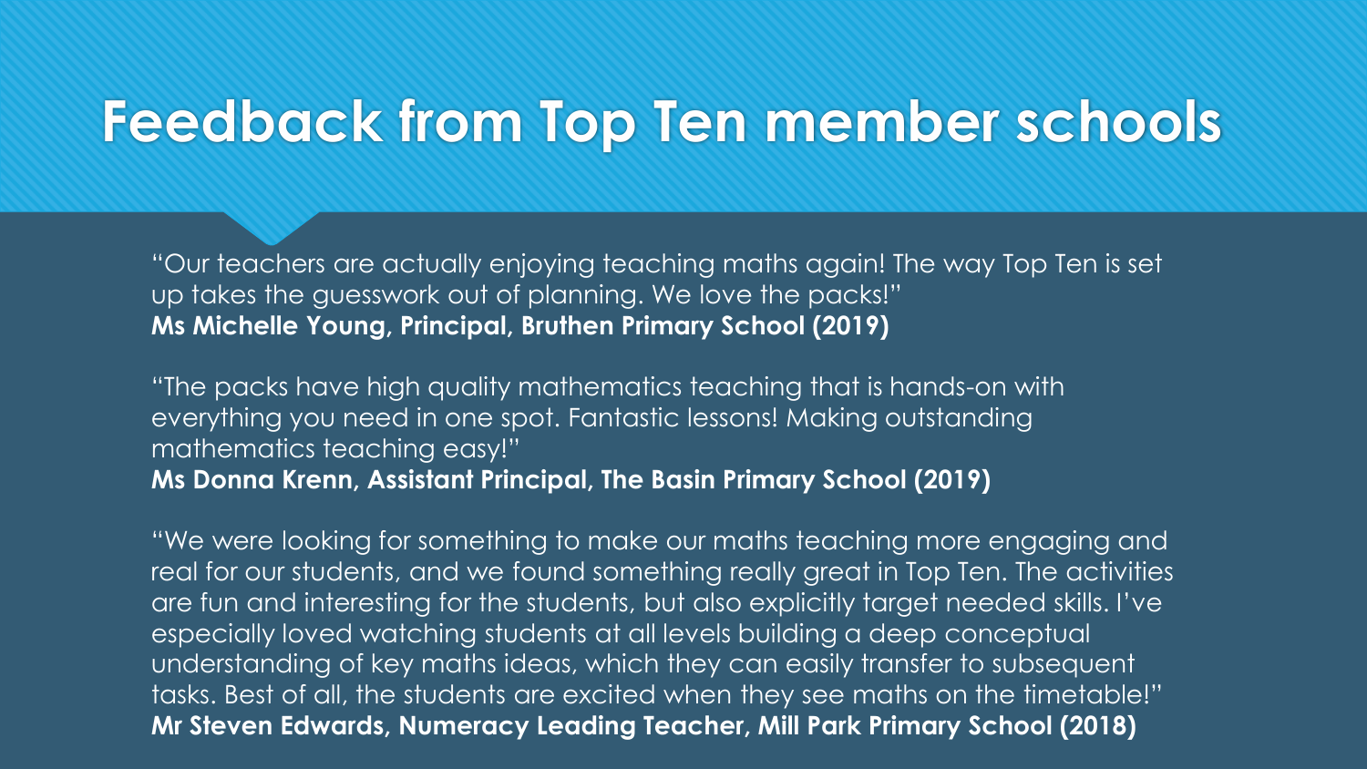# Feedback from Top Ten member schools

"Our teachers are actually enjoying teaching maths again! The way Top Ten is set up takes the guesswork out of planning. We love the packs!"
**Ms Michelle Young, Principal, Bruthen Primary School (2019)**

"The packs have high quality mathematics teaching that is hands-on with everything you need in one spot. Fantastic lessons! Making outstanding mathematics teaching easy!"
**Ms Donna Krenn, Assistant Principal, The Basin Primary School (2019)**

"We were looking for something to make our maths teaching more engaging and real for our students, and we found something really great in Top Ten. The activities are fun and interesting for the students, but also explicitly target needed skills. I've especially loved watching students at all levels building a deep conceptual understanding of key maths ideas, which they can easily transfer to subsequent tasks. Best of all, the students are excited when they see maths on the timetable!"
**Mr Steven Edwards, Numeracy Leading Teacher, Mill Park Primary School (2018)**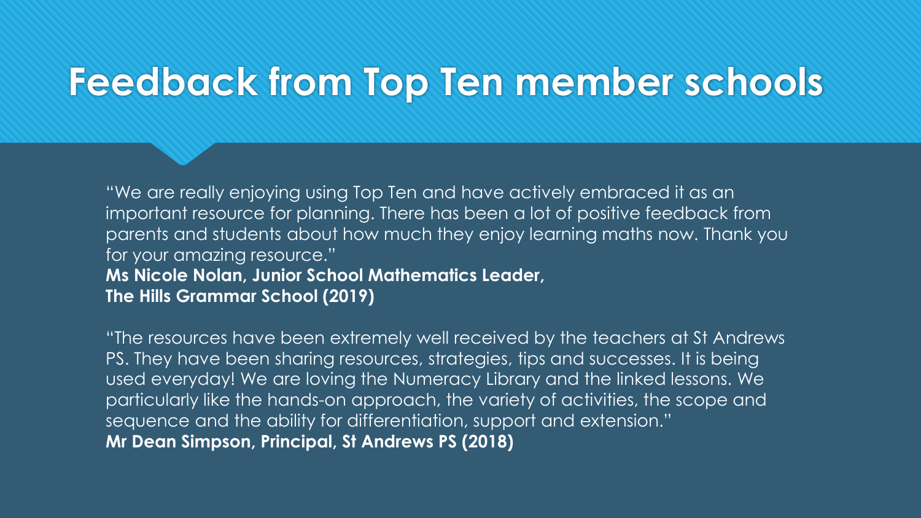# Feedback from Top Ten member schools

"We are really enjoying using Top Ten and have actively embraced it as an important resource for planning. There has been a lot of positive feedback from parents and students about how much they enjoy learning maths now. Thank you for your amazing resource."
**Ms Nicole Nolan, Junior School Mathematics Leader,**
**The Hills Grammar School (2019)**

"The resources have been extremely well received by the teachers at St Andrews PS. They have been sharing resources, strategies, tips and successes. It is being used everyday! We are loving the Numeracy Library and the linked lessons. We particularly like the hands-on approach, the variety of activities, the scope and sequence and the ability for differentiation, support and extension."
**Mr Dean Simpson, Principal, St Andrews PS (2018)**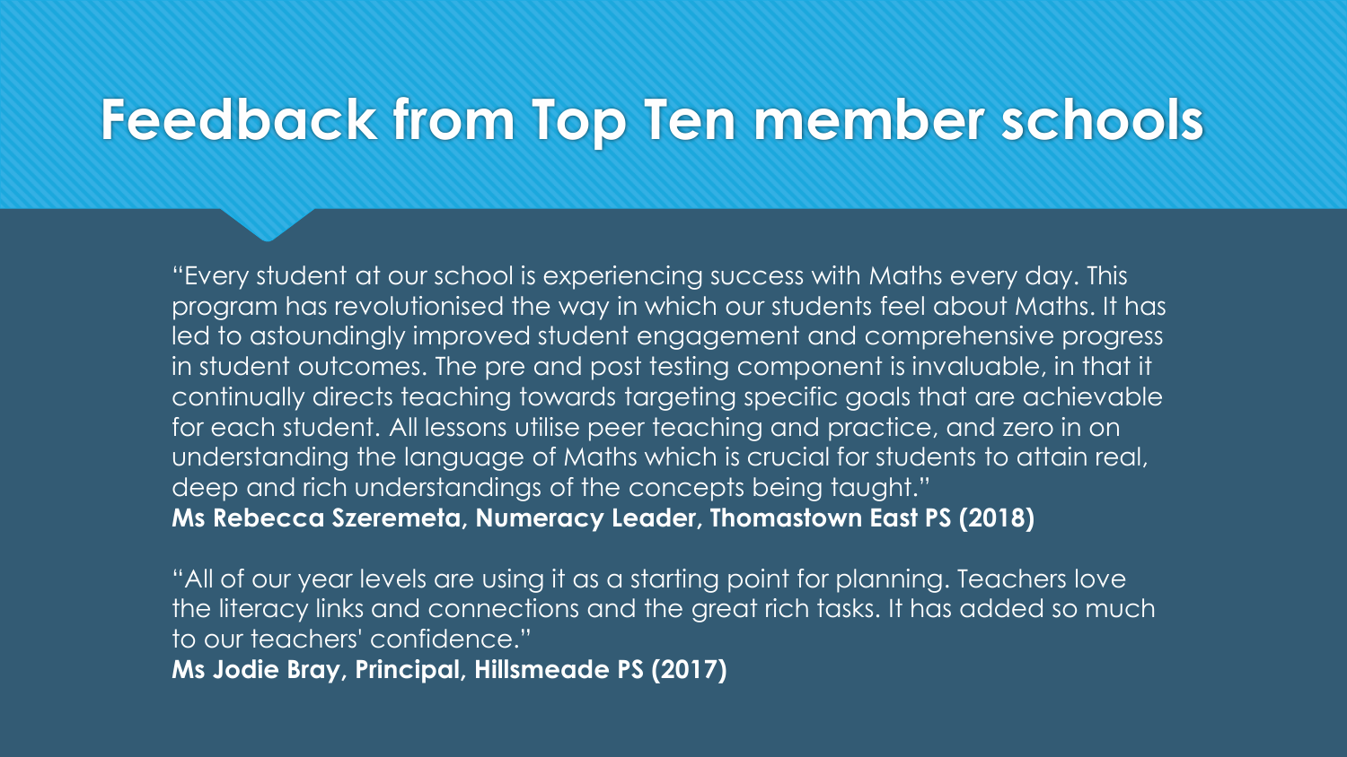# Feedback from Top Ten member schools

"Every student at our school is experiencing success with Maths every day. This program has revolutionised the way in which our students feel about Maths. It has led to astoundingly improved student engagement and comprehensive progress in student outcomes. The pre and post testing component is invaluable, in that it continually directs teaching towards targeting specific goals that are achievable for each student. All lessons utilise peer teaching and practice, and zero in on understanding the language of Maths which is crucial for students to attain real, deep and rich understandings of the concepts being taught."
**Ms Rebecca Szeremeta, Numeracy Leader, Thomastown East PS (2018)**

"All of our year levels are using it as a starting point for planning. Teachers love the literacy links and connections and the great rich tasks. It has added so much to our teachers' confidence."
**Ms Jodie Bray, Principal, Hillsmeade PS (2017)**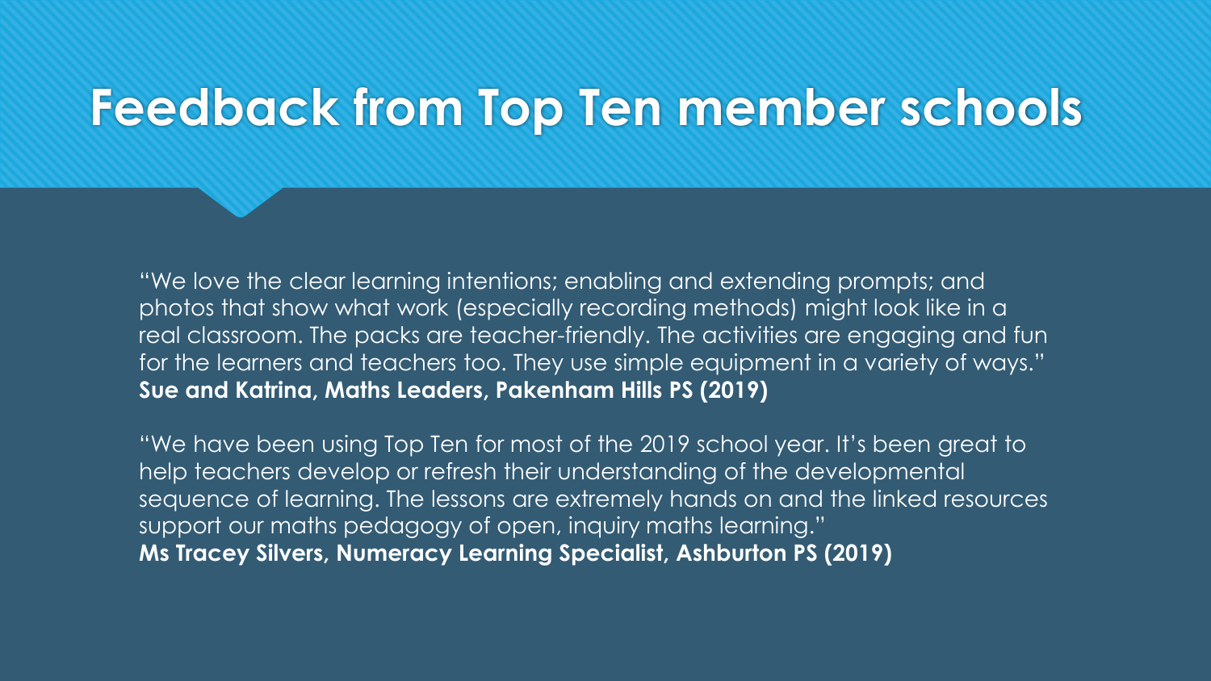# Feedback from Top Ten member schools

"We love the clear learning intentions; enabling and extending prompts; and photos that show what work (especially recording methods) might look like in a real classroom. The packs are teacher-friendly. The activities are engaging and fun for the learners and teachers too. They use simple equipment in a variety of ways."
**Sue and Katrina, Maths Leaders, Pakenham Hills PS (2019)**

"We have been using Top Ten for most of the 2019 school year. It's been great to help teachers develop or refresh their understanding of the developmental sequence of learning. The lessons are extremely hands on and the linked resources support our maths pedagogy of open, inquiry maths learning."
**Ms Tracey Silvers, Numeracy Learning Specialist, Ashburton PS (2019)**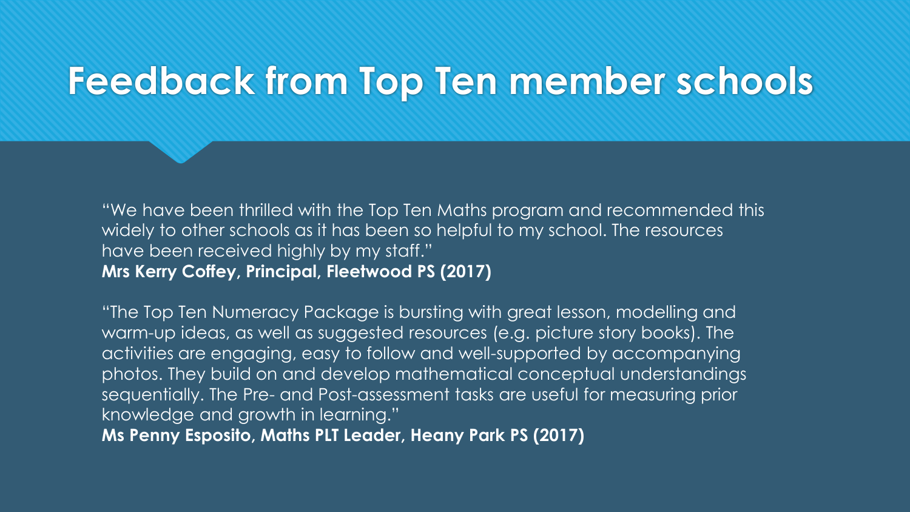# Feedback from Top Ten member schools

"We have been thrilled with the Top Ten Maths program and recommended this widely to other schools as it has been so helpful to my school. The resources have been received highly by my staff."
**Mrs Kerry Coffey, Principal, Fleetwood PS (2017)**

"The Top Ten Numeracy Package is bursting with great lesson, modelling and warm-up ideas, as well as suggested resources (e.g. picture story books). The activities are engaging, easy to follow and well-supported by accompanying photos. They build on and develop mathematical conceptual understandings sequentially. The Pre- and Post-assessment tasks are useful for measuring prior knowledge and growth in learning."
**Ms Penny Esposito, Maths PLT Leader, Heany Park PS (2017)**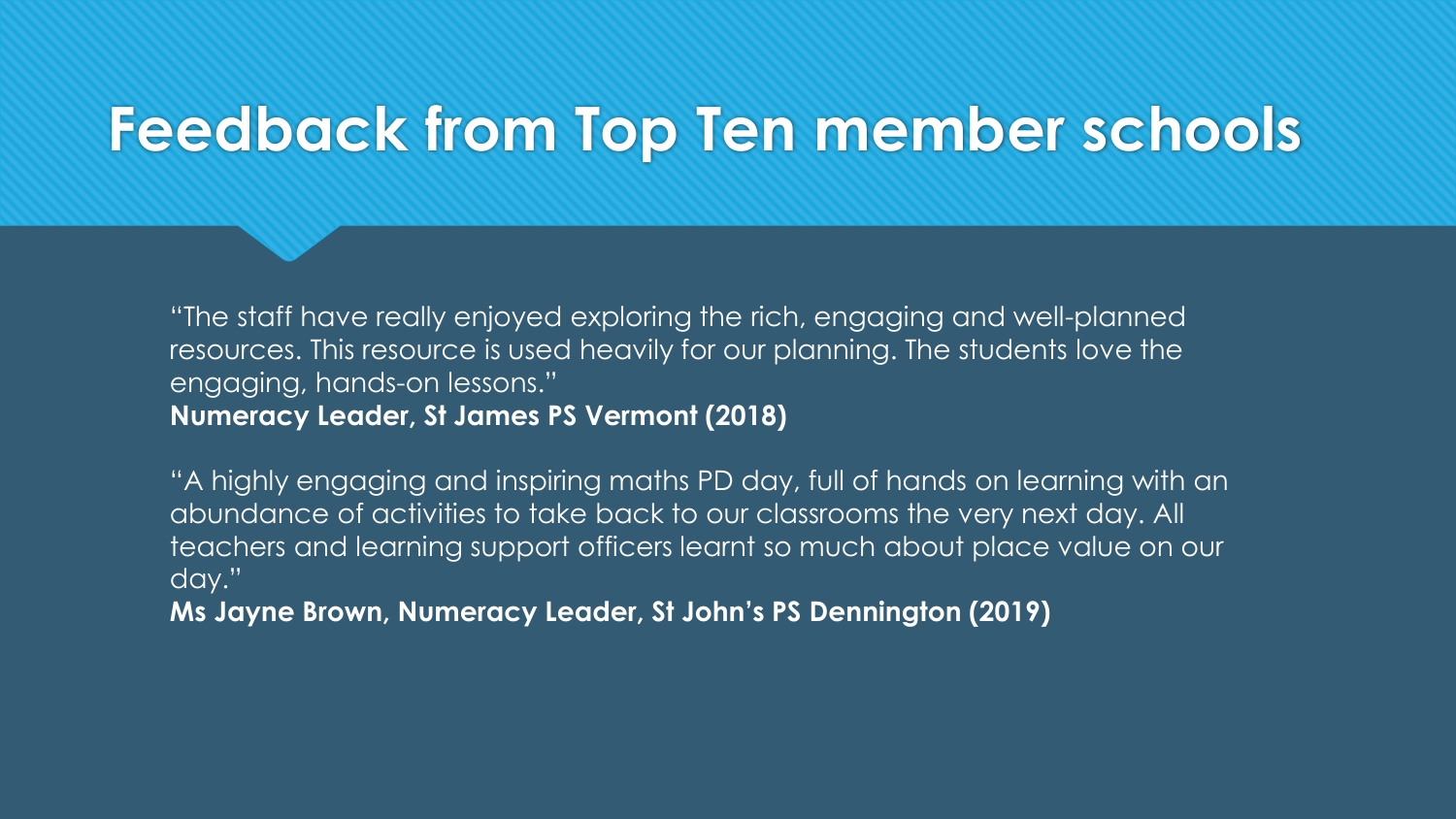# Feedback from Top Ten member schools

"The staff have really enjoyed exploring the rich, engaging and well-planned resources. This resource is used heavily for our planning. The students love the engaging, hands-on lessons."
**Numeracy Leader, St James PS Vermont (2018)**

"A highly engaging and inspiring maths PD day, full of hands on learning with an abundance of activities to take back to our classrooms the very next day. All teachers and learning support officers learnt so much about place value on our day."
**Ms Jayne Brown, Numeracy Leader, St John's PS Dennington (2019)**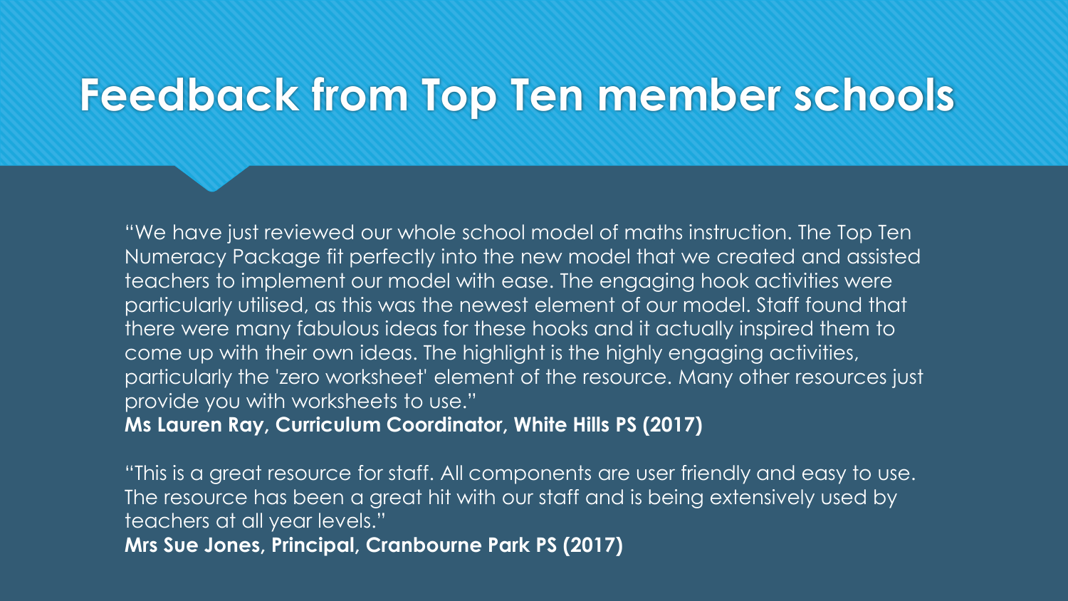# Feedback from Top Ten member schools

"We have just reviewed our whole school model of maths instruction. The Top Ten Numeracy Package fit perfectly into the new model that we created and assisted teachers to implement our model with ease. The engaging hook activities were particularly utilised, as this was the newest element of our model. Staff found that there were many fabulous ideas for these hooks and it actually inspired them to come up with their own ideas. The highlight is the highly engaging activities, particularly the 'zero worksheet' element of the resource. Many other resources just provide you with worksheets to use."
**Ms Lauren Ray, Curriculum Coordinator, White Hills PS (2017)**

"This is a great resource for staff. All components are user friendly and easy to use. The resource has been a great hit with our staff and is being extensively used by teachers at all year levels."
**Mrs Sue Jones, Principal, Cranbourne Park PS (2017)**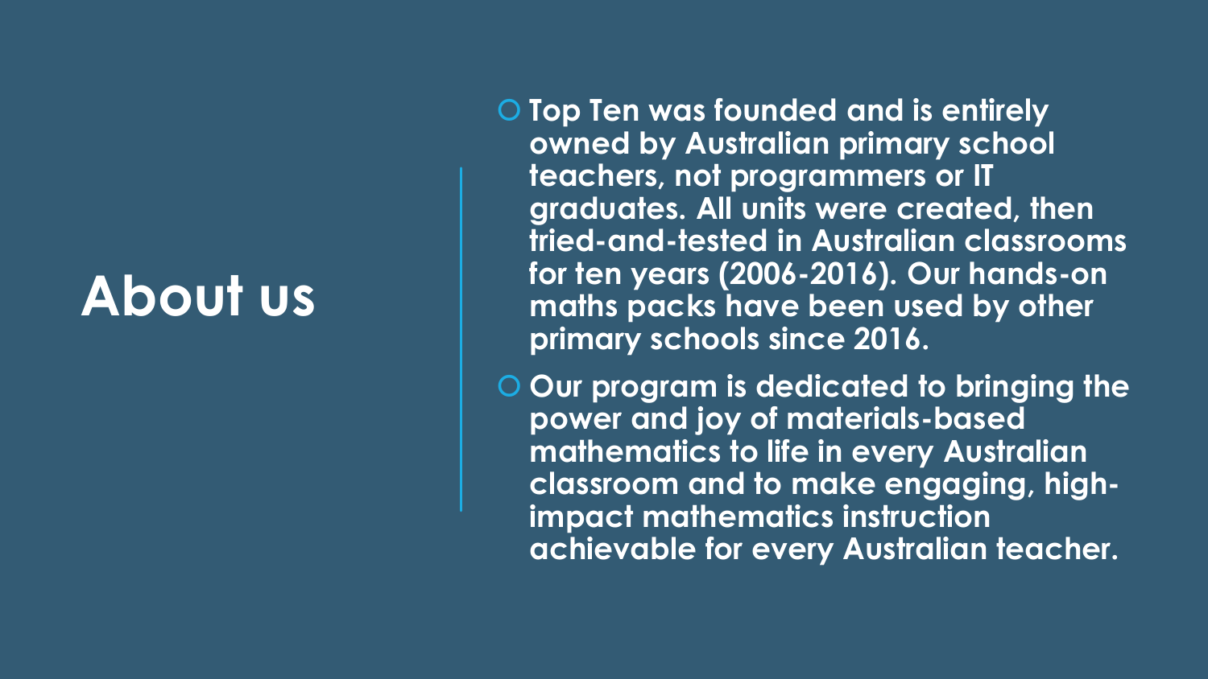# About us

- Top Ten was founded and is entirely owned by Australian primary school teachers, not programmers or IT graduates. All units were created, then tried-and-tested in Australian classrooms for ten years (2006-2016). Our hands-on maths packs have been used by other primary schools since 2016.
- Our program is dedicated to bringing the power and joy of materials-based mathematics to life in every Australian classroom and to make engaging, high-impact mathematics instruction achievable for every Australian teacher.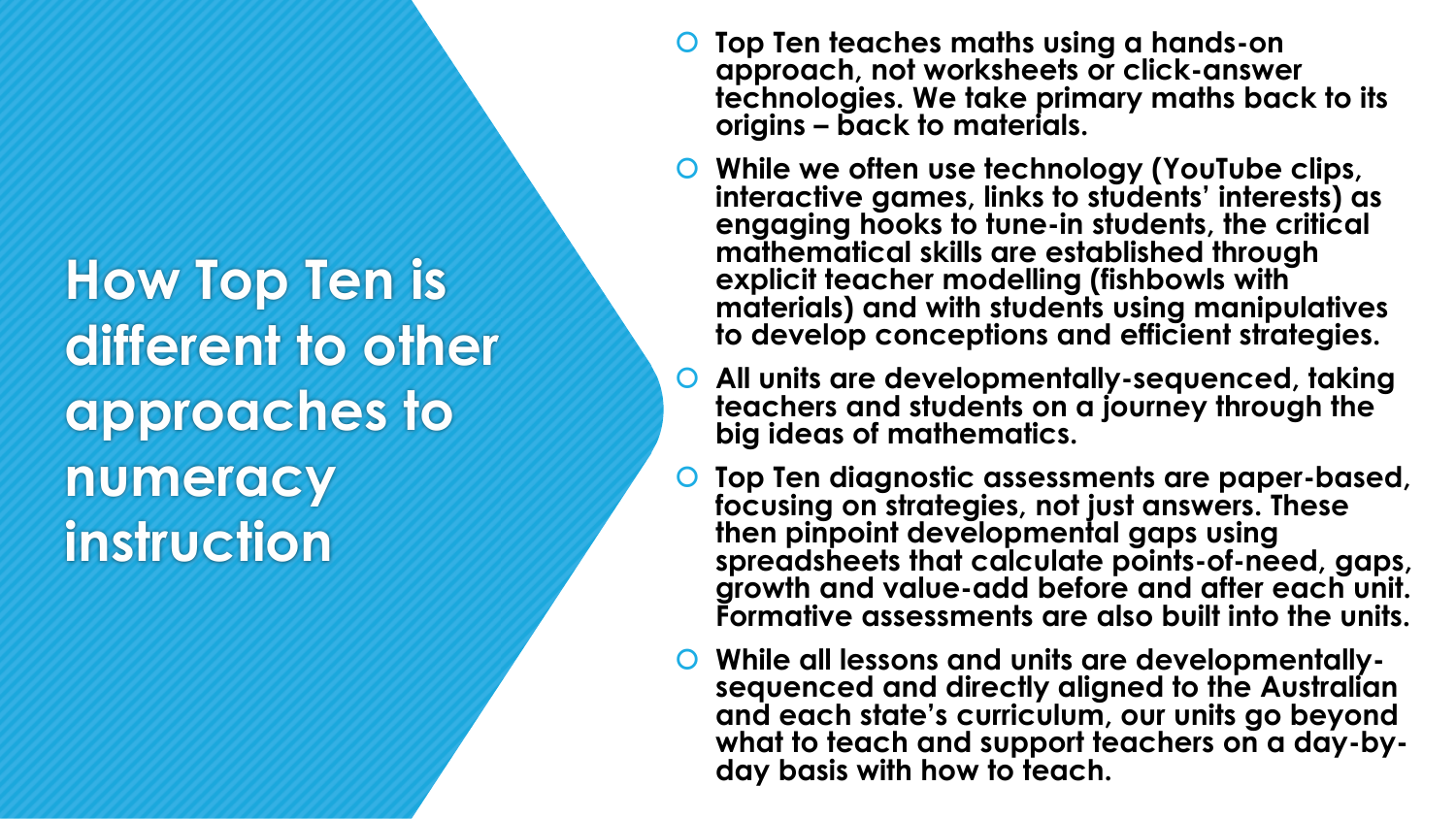# How Top Ten is different to other approaches to numeracy instruction

- **Top Ten teaches maths using a hands-on approach, not worksheets or click-answer technologies. We take primary maths back to its origins – back to materials.**
- **While we often use technology (YouTube clips, interactive games, links to students' interests) as engaging hooks to tune-in students, the critical mathematical skills are established through explicit teacher modelling (fishbowls with materials) and with students using manipulatives to develop conceptions and efficient strategies.**
- **All units are developmentally-sequenced, taking teachers and students on a journey through the big ideas of mathematics.**
- **Top Ten diagnostic assessments are paper-based, focusing on strategies, not just answers. These then pinpoint developmental gaps using spreadsheets that calculate points-of-need, gaps, growth and value-add before and after each unit. Formative assessments are also built into the units.**
- **While all lessons and units are developmentally-sequenced and directly aligned to the Australian and each state's curriculum, our units go beyond what to teach and support teachers on a day-by-day basis with how to teach.**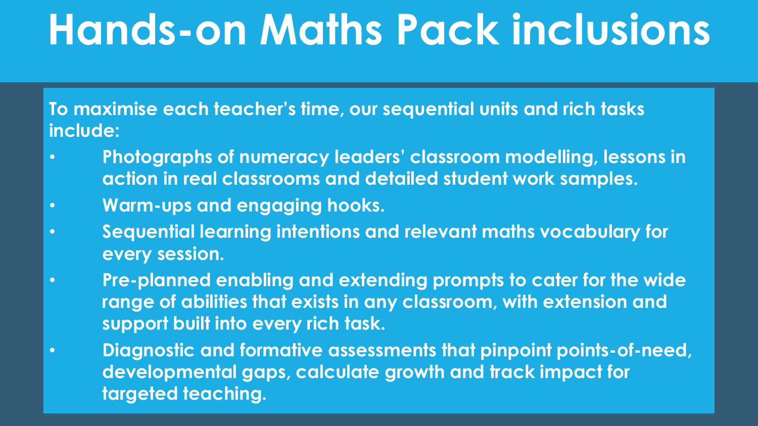# Hands-on Maths Pack inclusions

**To maximise each teacher's time, our sequential units and rich tasks include:**

- **Photographs of numeracy leaders' classroom modelling, lessons in action in real classrooms and detailed student work samples.**
- **Warm-ups and engaging hooks.**
- **Sequential learning intentions and relevant maths vocabulary for every session.**
- **Pre-planned enabling and extending prompts to cater for the wide range of abilities that exists in any classroom, with extension and support built into every rich task.**
- **Diagnostic and formative assessments that pinpoint points-of-need, developmental gaps, calculate growth and track impact for targeted teaching.**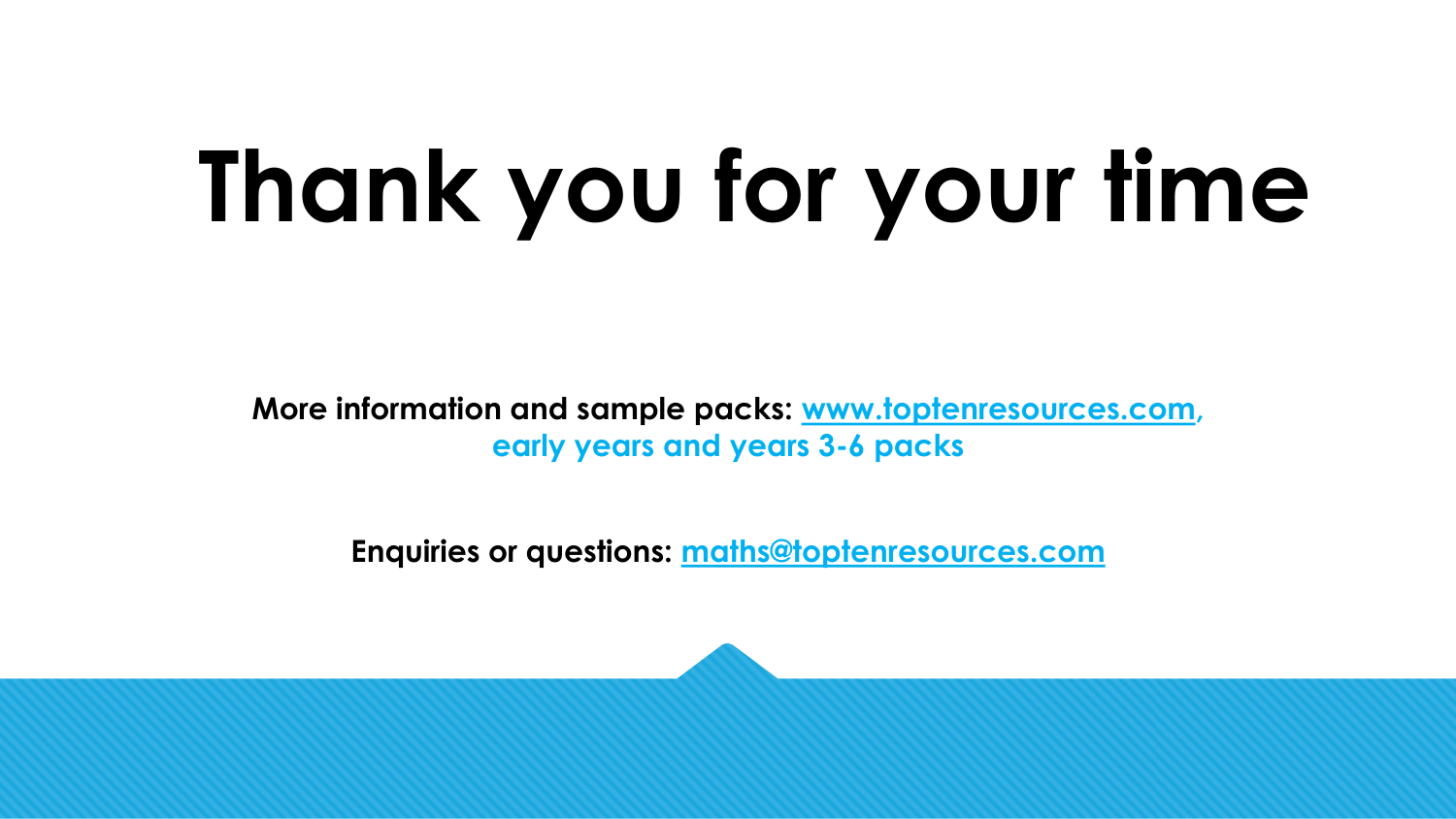# Thank you for your time

**More information and sample packs: www.toptenresources.com, early years and years 3-6 packs**

**Enquiries or questions: maths@toptenresources.com**